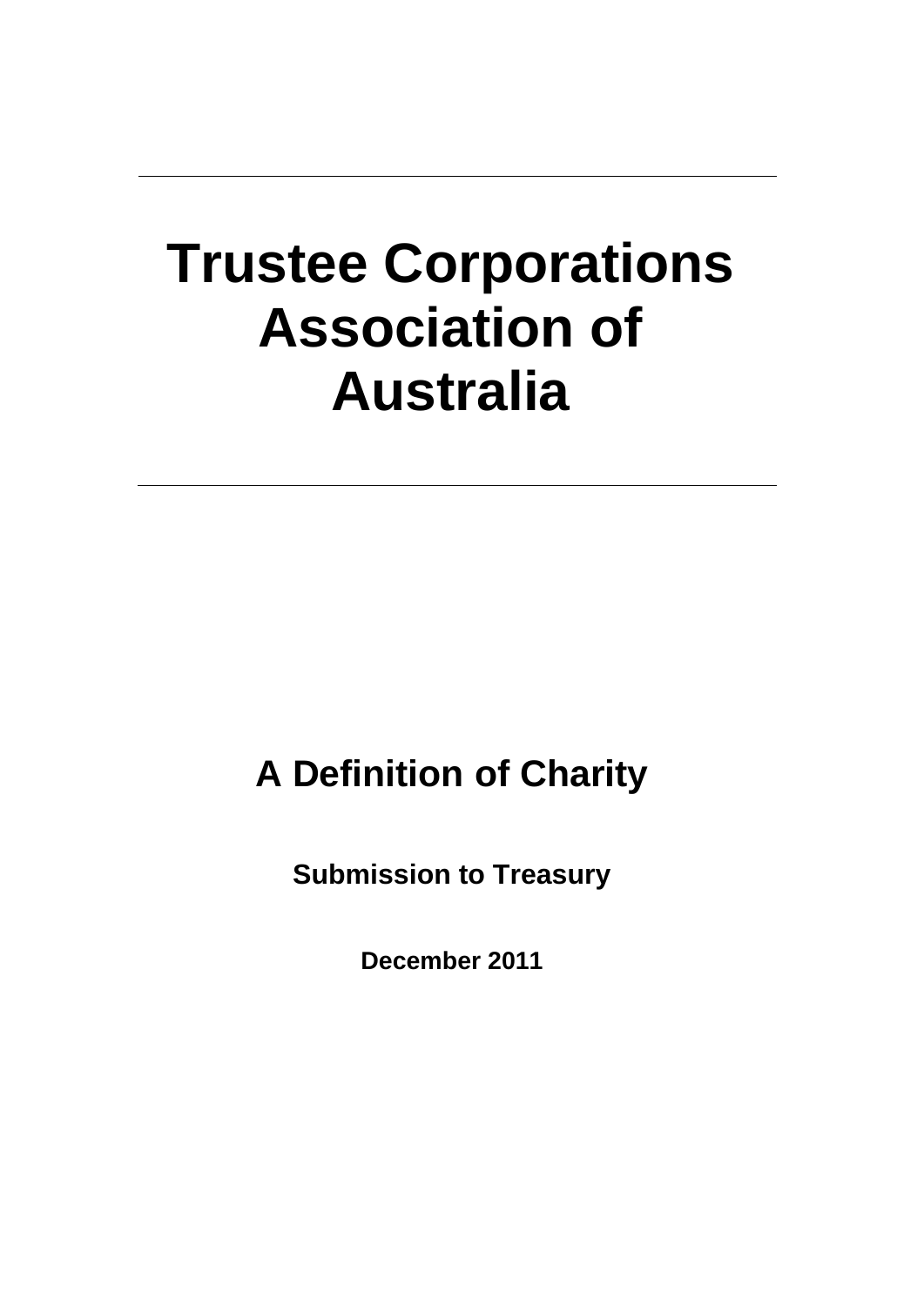---

# Trustee Corporations Association of Australia

---

## A Definition of Charity

**Submission to Treasury**

**December 2011**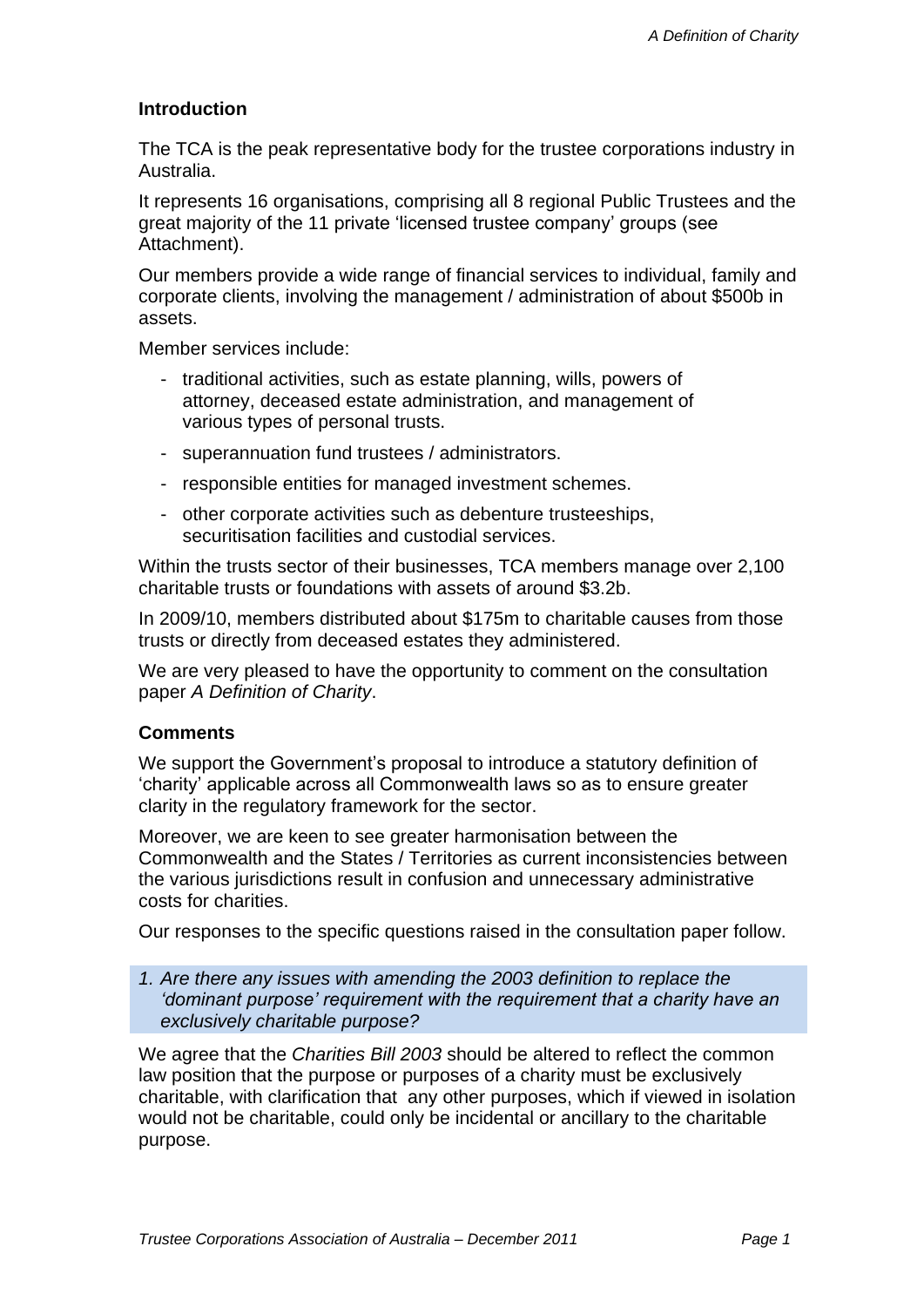## Introduction

The TCA is the peak representative body for the trustee corporations industry in Australia.

It represents 16 organisations, comprising all 8 regional Public Trustees and the great majority of the 11 private 'licensed trustee company' groups (see Attachment).

Our members provide a wide range of financial services to individual, family and corporate clients, involving the management / administration of about $500b in assets.

Member services include:

- traditional activities, such as estate planning, wills, powers of attorney, deceased estate administration, and management of various types of personal trusts.
- superannuation fund trustees / administrators.
- responsible entities for managed investment schemes.
- other corporate activities such as debenture trusteeships, securitisation facilities and custodial services.

Within the trusts sector of their businesses, TCA members manage over 2,100 charitable trusts or foundations with assets of around $3.2b.

In 2009/10, members distributed about $175m to charitable causes from those trusts or directly from deceased estates they administered.

We are very pleased to have the opportunity to comment on the consultation paper *A Definition of Charity*.

## Comments

We support the Government's proposal to introduce a statutory definition of 'charity' applicable across all Commonwealth laws so as to ensure greater clarity in the regulatory framework for the sector.

Moreover, we are keen to see greater harmonisation between the Commonwealth and the States / Territories as current inconsistencies between the various jurisdictions result in confusion and unnecessary administrative costs for charities.

Our responses to the specific questions raised in the consultation paper follow.

*1. Are there any issues with amending the 2003 definition to replace the 'dominant purpose' requirement with the requirement that a charity have an exclusively charitable purpose?*

We agree that the *Charities Bill 2003* should be altered to reflect the common law position that the purpose or purposes of a charity must be exclusively charitable, with clarification that any other purposes, which if viewed in isolation would not be charitable, could only be incidental or ancillary to the charitable purpose.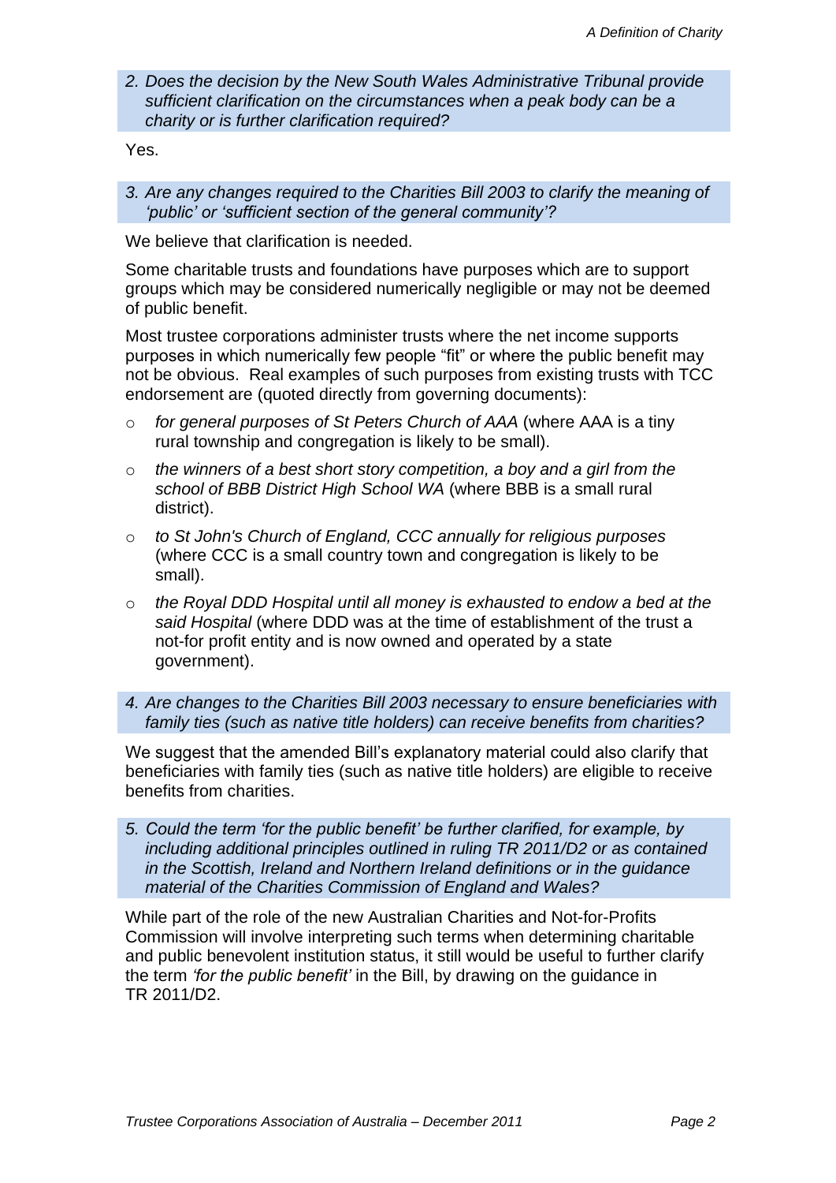*2. Does the decision by the New South Wales Administrative Tribunal provide sufficient clarification on the circumstances when a peak body can be a charity or is further clarification required?*

Yes.

*3. Are any changes required to the Charities Bill 2003 to clarify the meaning of 'public' or 'sufficient section of the general community'?*

We believe that clarification is needed.

Some charitable trusts and foundations have purposes which are to support groups which may be considered numerically negligible or may not be deemed of public benefit.

Most trustee corporations administer trusts where the net income supports purposes in which numerically few people "fit" or where the public benefit may not be obvious. Real examples of such purposes from existing trusts with TCC endorsement are (quoted directly from governing documents):

- *for general purposes of St Peters Church of AAA* (where AAA is a tiny rural township and congregation is likely to be small).
- *the winners of a best short story competition, a boy and a girl from the school of BBB District High School WA* (where BBB is a small rural district).
- *to St John's Church of England, CCC annually for religious purposes* (where CCC is a small country town and congregation is likely to be small).
- *the Royal DDD Hospital until all money is exhausted to endow a bed at the said Hospital* (where DDD was at the time of establishment of the trust a not-for profit entity and is now owned and operated by a state government).

*4. Are changes to the Charities Bill 2003 necessary to ensure beneficiaries with family ties (such as native title holders) can receive benefits from charities?*

We suggest that the amended Bill's explanatory material could also clarify that beneficiaries with family ties (such as native title holders) are eligible to receive benefits from charities.

*5. Could the term 'for the public benefit' be further clarified, for example, by including additional principles outlined in ruling TR 2011/D2 or as contained in the Scottish, Ireland and Northern Ireland definitions or in the guidance material of the Charities Commission of England and Wales?*

While part of the role of the new Australian Charities and Not-for-Profits Commission will involve interpreting such terms when determining charitable and public benevolent institution status, it still would be useful to further clarify the term *'for the public benefit'* in the Bill, by drawing on the guidance in TR 2011/D2.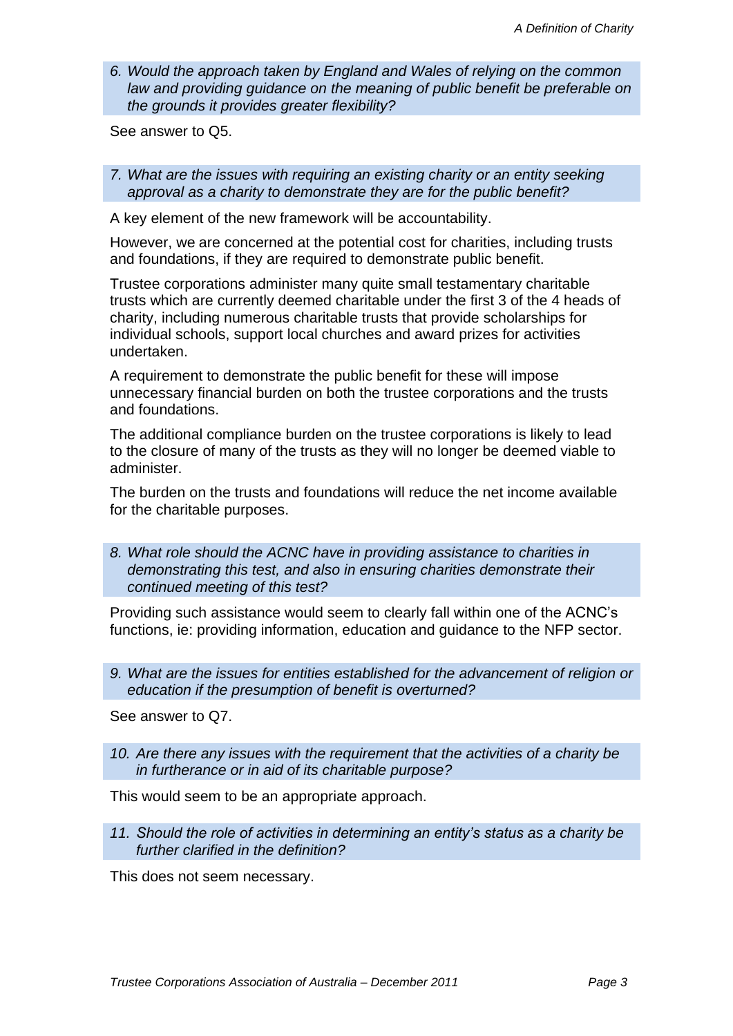*6. Would the approach taken by England and Wales of relying on the common law and providing guidance on the meaning of public benefit be preferable on the grounds it provides greater flexibility?*

See answer to Q5.

*7. What are the issues with requiring an existing charity or an entity seeking approval as a charity to demonstrate they are for the public benefit?*

A key element of the new framework will be accountability.

However, we are concerned at the potential cost for charities, including trusts and foundations, if they are required to demonstrate public benefit.

Trustee corporations administer many quite small testamentary charitable trusts which are currently deemed charitable under the first 3 of the 4 heads of charity, including numerous charitable trusts that provide scholarships for individual schools, support local churches and award prizes for activities undertaken.

A requirement to demonstrate the public benefit for these will impose unnecessary financial burden on both the trustee corporations and the trusts and foundations.

The additional compliance burden on the trustee corporations is likely to lead to the closure of many of the trusts as they will no longer be deemed viable to administer.

The burden on the trusts and foundations will reduce the net income available for the charitable purposes.

*8. What role should the ACNC have in providing assistance to charities in demonstrating this test, and also in ensuring charities demonstrate their continued meeting of this test?*

Providing such assistance would seem to clearly fall within one of the ACNC's functions, ie: providing information, education and guidance to the NFP sector.

*9. What are the issues for entities established for the advancement of religion or education if the presumption of benefit is overturned?*

See answer to Q7.

*10. Are there any issues with the requirement that the activities of a charity be in furtherance or in aid of its charitable purpose?*

This would seem to be an appropriate approach.

*11. Should the role of activities in determining an entity's status as a charity be further clarified in the definition?*

This does not seem necessary.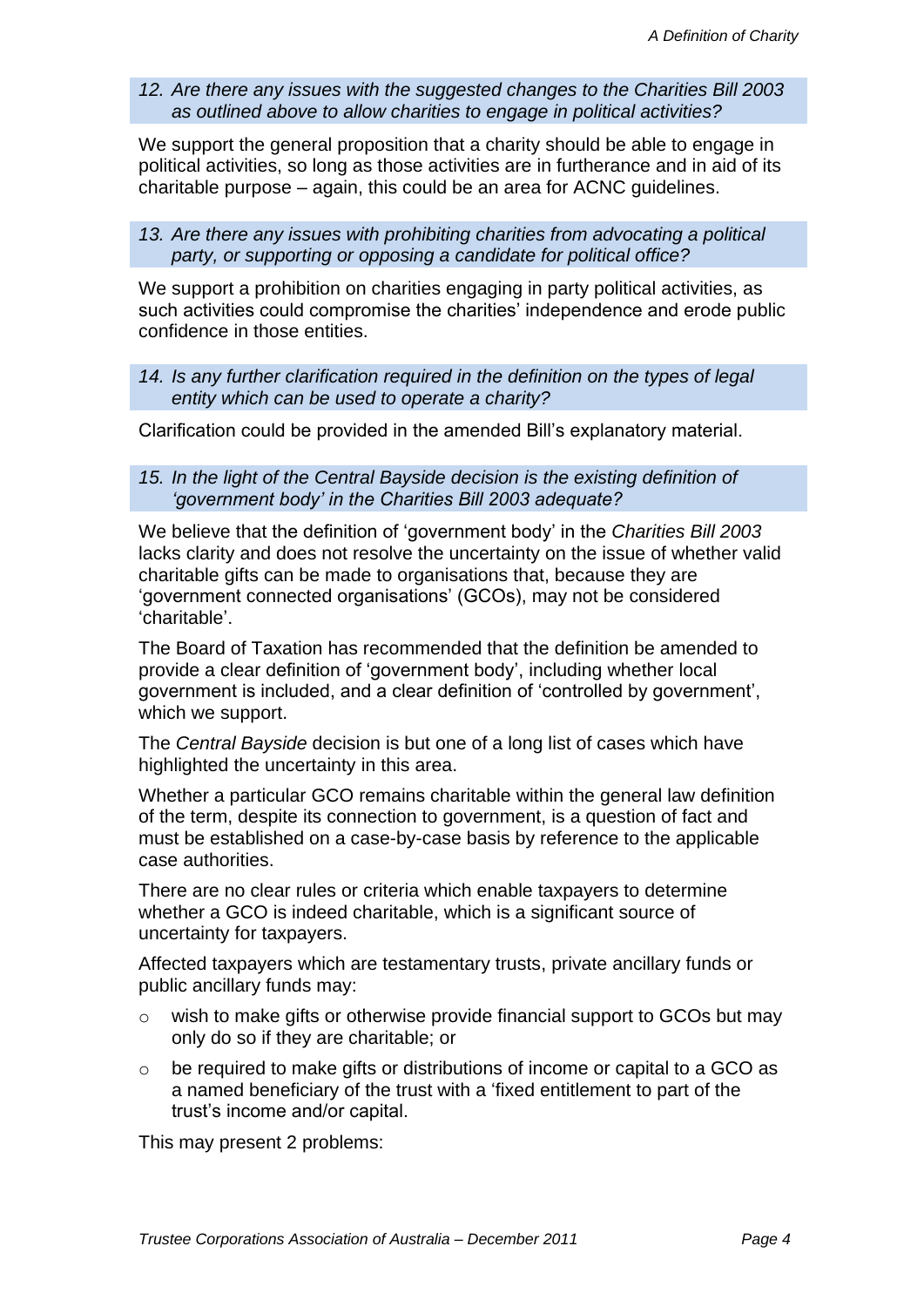*12. Are there any issues with the suggested changes to the Charities Bill 2003 as outlined above to allow charities to engage in political activities?*

We support the general proposition that a charity should be able to engage in political activities, so long as those activities are in furtherance and in aid of its charitable purpose – again, this could be an area for ACNC guidelines.

*13. Are there any issues with prohibiting charities from advocating a political party, or supporting or opposing a candidate for political office?*

We support a prohibition on charities engaging in party political activities, as such activities could compromise the charities' independence and erode public confidence in those entities.

*14. Is any further clarification required in the definition on the types of legal entity which can be used to operate a charity?*

Clarification could be provided in the amended Bill's explanatory material.

*15. In the light of the Central Bayside decision is the existing definition of 'government body' in the Charities Bill 2003 adequate?*

We believe that the definition of 'government body' in the *Charities Bill 2003* lacks clarity and does not resolve the uncertainty on the issue of whether valid charitable gifts can be made to organisations that, because they are 'government connected organisations' (GCOs), may not be considered 'charitable'.

The Board of Taxation has recommended that the definition be amended to provide a clear definition of 'government body', including whether local government is included, and a clear definition of 'controlled by government', which we support.

The *Central Bayside* decision is but one of a long list of cases which have highlighted the uncertainty in this area.

Whether a particular GCO remains charitable within the general law definition of the term, despite its connection to government, is a question of fact and must be established on a case-by-case basis by reference to the applicable case authorities.

There are no clear rules or criteria which enable taxpayers to determine whether a GCO is indeed charitable, which is a significant source of uncertainty for taxpayers.

Affected taxpayers which are testamentary trusts, private ancillary funds or public ancillary funds may:

- wish to make gifts or otherwise provide financial support to GCOs but may only do so if they are charitable; or
- be required to make gifts or distributions of income or capital to a GCO as a named beneficiary of the trust with a 'fixed entitlement to part of the trust's income and/or capital.

This may present 2 problems: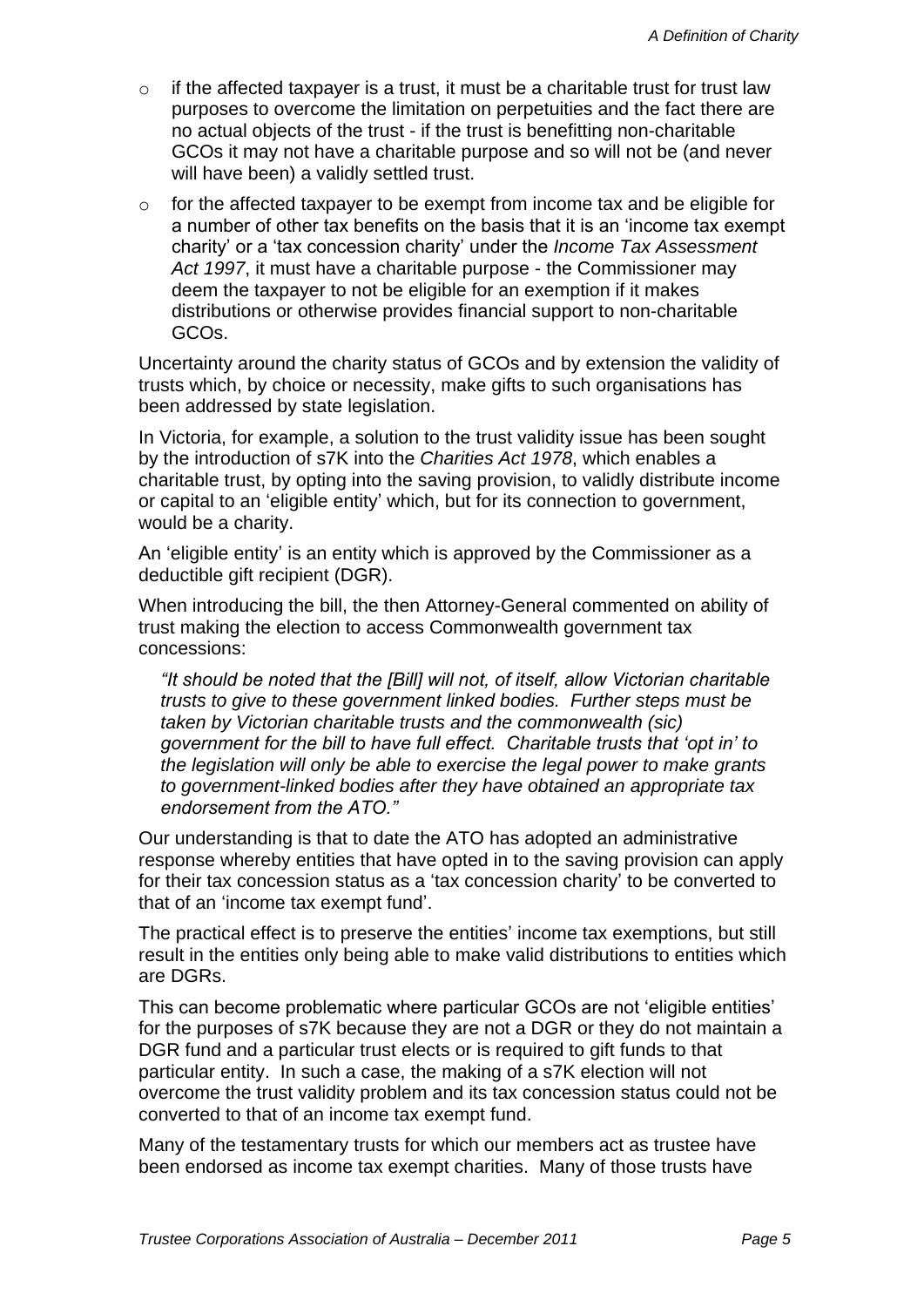- if the affected taxpayer is a trust, it must be a charitable trust for trust law purposes to overcome the limitation on perpetuities and the fact there are no actual objects of the trust - if the trust is benefitting non-charitable GCOs it may not have a charitable purpose and so will not be (and never will have been) a validly settled trust.
- for the affected taxpayer to be exempt from income tax and be eligible for a number of other tax benefits on the basis that it is an 'income tax exempt charity' or a 'tax concession charity' under the *Income Tax Assessment Act 1997*, it must have a charitable purpose - the Commissioner may deem the taxpayer to not be eligible for an exemption if it makes distributions or otherwise provides financial support to non-charitable GCOs.

Uncertainty around the charity status of GCOs and by extension the validity of trusts which, by choice or necessity, make gifts to such organisations has been addressed by state legislation.

In Victoria, for example, a solution to the trust validity issue has been sought by the introduction of s7K into the *Charities Act 1978*, which enables a charitable trust, by opting into the saving provision, to validly distribute income or capital to an 'eligible entity' which, but for its connection to government, would be a charity.

An 'eligible entity' is an entity which is approved by the Commissioner as a deductible gift recipient (DGR).

When introducing the bill, the then Attorney-General commented on ability of trust making the election to access Commonwealth government tax concessions:

> *"It should be noted that the [Bill] will not, of itself, allow Victorian charitable trusts to give to these government linked bodies. Further steps must be taken by Victorian charitable trusts and the commonwealth (sic) government for the bill to have full effect. Charitable trusts that 'opt in' to the legislation will only be able to exercise the legal power to make grants to government-linked bodies after they have obtained an appropriate tax endorsement from the ATO."*

Our understanding is that to date the ATO has adopted an administrative response whereby entities that have opted in to the saving provision can apply for their tax concession status as a 'tax concession charity' to be converted to that of an 'income tax exempt fund'.

The practical effect is to preserve the entities' income tax exemptions, but still result in the entities only being able to make valid distributions to entities which are DGRs.

This can become problematic where particular GCOs are not 'eligible entities' for the purposes of s7K because they are not a DGR or they do not maintain a DGR fund and a particular trust elects or is required to gift funds to that particular entity. In such a case, the making of a s7K election will not overcome the trust validity problem and its tax concession status could not be converted to that of an income tax exempt fund.

Many of the testamentary trusts for which our members act as trustee have been endorsed as income tax exempt charities. Many of those trusts have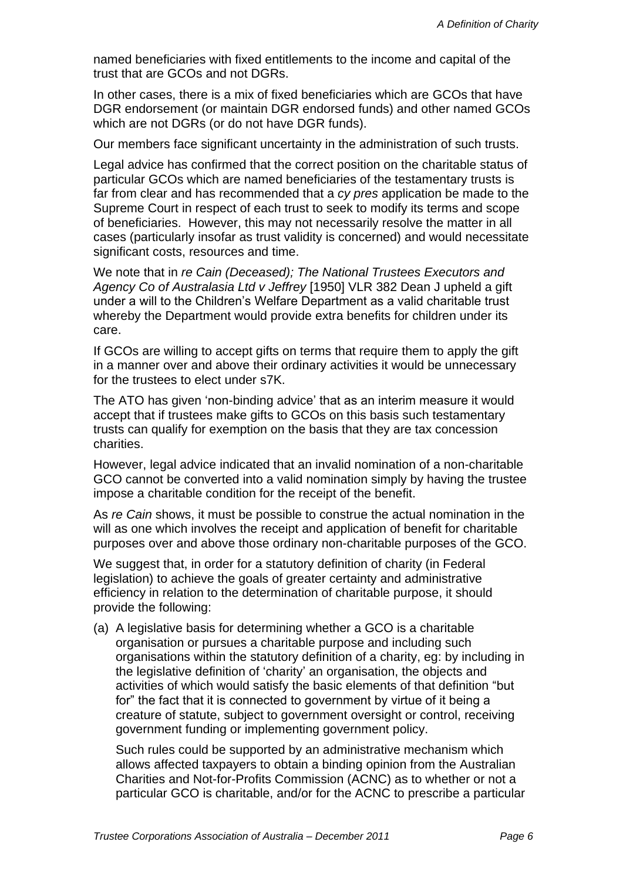named beneficiaries with fixed entitlements to the income and capital of the trust that are GCOs and not DGRs.

In other cases, there is a mix of fixed beneficiaries which are GCOs that have DGR endorsement (or maintain DGR endorsed funds) and other named GCOs which are not DGRs (or do not have DGR funds).

Our members face significant uncertainty in the administration of such trusts.

Legal advice has confirmed that the correct position on the charitable status of particular GCOs which are named beneficiaries of the testamentary trusts is far from clear and has recommended that a *cy pres* application be made to the Supreme Court in respect of each trust to seek to modify its terms and scope of beneficiaries. However, this may not necessarily resolve the matter in all cases (particularly insofar as trust validity is concerned) and would necessitate significant costs, resources and time.

We note that in *re Cain (Deceased); The National Trustees Executors and Agency Co of Australasia Ltd v Jeffrey* [1950] VLR 382 Dean J upheld a gift under a will to the Children's Welfare Department as a valid charitable trust whereby the Department would provide extra benefits for children under its care.

If GCOs are willing to accept gifts on terms that require them to apply the gift in a manner over and above their ordinary activities it would be unnecessary for the trustees to elect under s7K.

The ATO has given 'non-binding advice' that as an interim measure it would accept that if trustees make gifts to GCOs on this basis such testamentary trusts can qualify for exemption on the basis that they are tax concession charities.

However, legal advice indicated that an invalid nomination of a non-charitable GCO cannot be converted into a valid nomination simply by having the trustee impose a charitable condition for the receipt of the benefit.

As *re Cain* shows, it must be possible to construe the actual nomination in the will as one which involves the receipt and application of benefit for charitable purposes over and above those ordinary non-charitable purposes of the GCO.

We suggest that, in order for a statutory definition of charity (in Federal legislation) to achieve the goals of greater certainty and administrative efficiency in relation to the determination of charitable purpose, it should provide the following:

(a) A legislative basis for determining whether a GCO is a charitable organisation or pursues a charitable purpose and including such organisations within the statutory definition of a charity, eg: by including in the legislative definition of 'charity' an organisation, the objects and activities of which would satisfy the basic elements of that definition "but for" the fact that it is connected to government by virtue of it being a creature of statute, subject to government oversight or control, receiving government funding or implementing government policy.

    Such rules could be supported by an administrative mechanism which allows affected taxpayers to obtain a binding opinion from the Australian Charities and Not-for-Profits Commission (ACNC) as to whether or not a particular GCO is charitable, and/or for the ACNC to prescribe a particular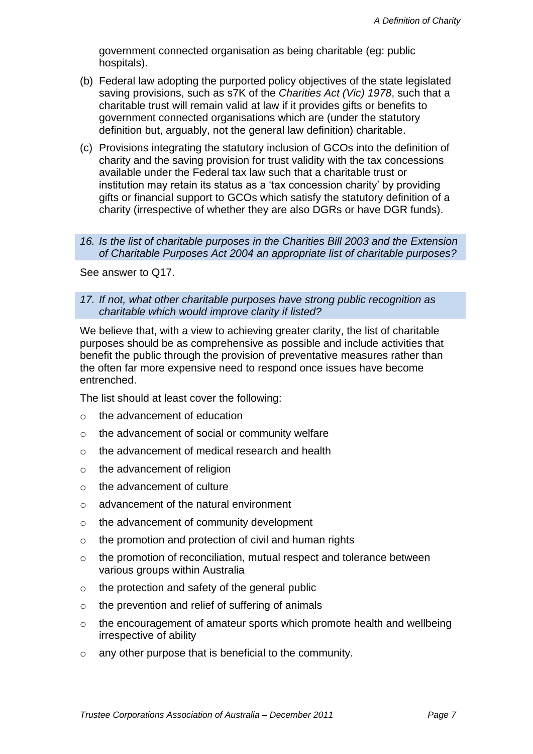government connected organisation as being charitable (eg: public hospitals).

(b) Federal law adopting the purported policy objectives of the state legislated saving provisions, such as s7K of the *Charities Act (Vic) 1978*, such that a charitable trust will remain valid at law if it provides gifts or benefits to government connected organisations which are (under the statutory definition but, arguably, not the general law definition) charitable.

(c) Provisions integrating the statutory inclusion of GCOs into the definition of charity and the saving provision for trust validity with the tax concessions available under the Federal tax law such that a charitable trust or institution may retain its status as a 'tax concession charity' by providing gifts or financial support to GCOs which satisfy the statutory definition of a charity (irrespective of whether they are also DGRs or have DGR funds).

*16. Is the list of charitable purposes in the Charities Bill 2003 and the Extension of Charitable Purposes Act 2004 an appropriate list of charitable purposes?*

See answer to Q17.

*17. If not, what other charitable purposes have strong public recognition as charitable which would improve clarity if listed?*

We believe that, with a view to achieving greater clarity, the list of charitable purposes should be as comprehensive as possible and include activities that benefit the public through the provision of preventative measures rather than the often far more expensive need to respond once issues have become entrenched.

The list should at least cover the following:

- the advancement of education
- the advancement of social or community welfare
- the advancement of medical research and health
- the advancement of religion
- the advancement of culture
- advancement of the natural environment
- the advancement of community development
- the promotion and protection of civil and human rights
- the promotion of reconciliation, mutual respect and tolerance between various groups within Australia
- the protection and safety of the general public
- the prevention and relief of suffering of animals
- the encouragement of amateur sports which promote health and wellbeing irrespective of ability
- any other purpose that is beneficial to the community.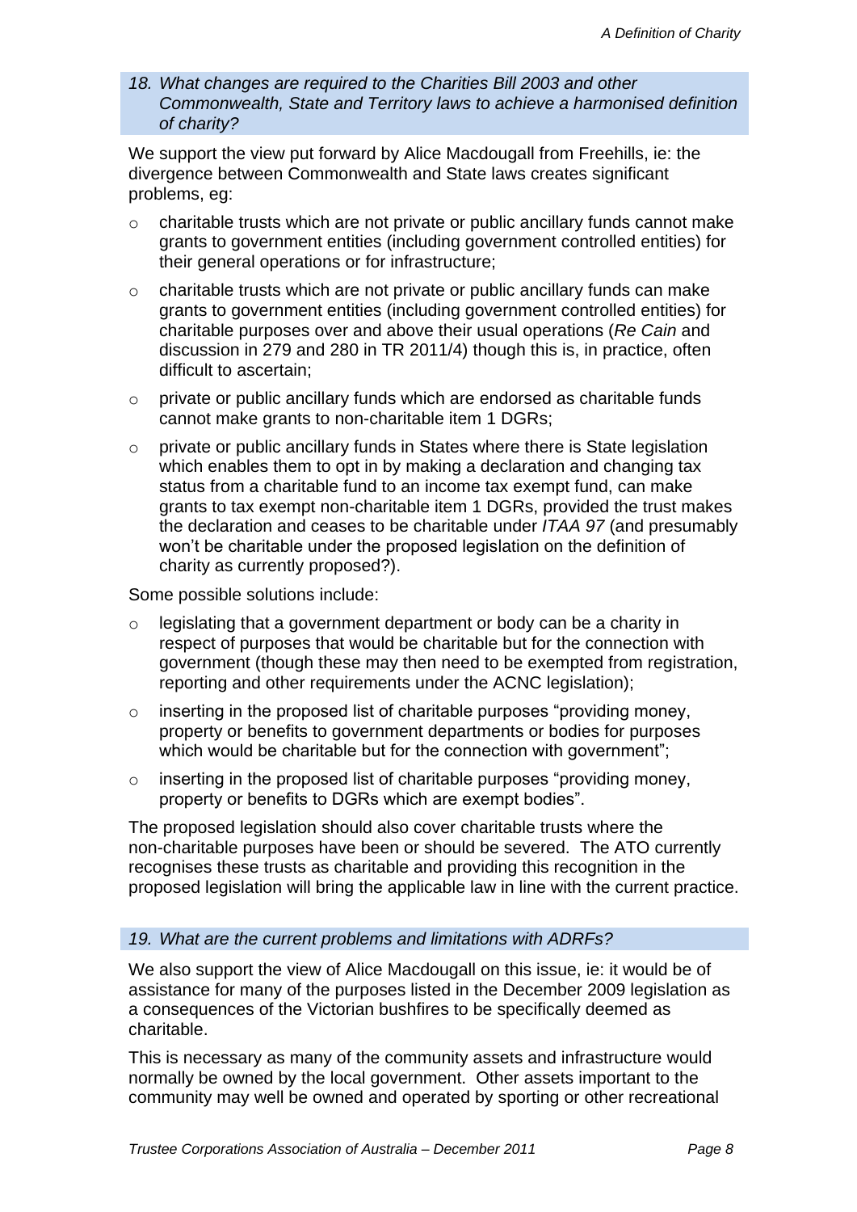### *18. What changes are required to the Charities Bill 2003 and other Commonwealth, State and Territory laws to achieve a harmonised definition of charity?*

We support the view put forward by Alice Macdougall from Freehills, ie: the divergence between Commonwealth and State laws creates significant problems, eg:

- charitable trusts which are not private or public ancillary funds cannot make grants to government entities (including government controlled entities) for their general operations or for infrastructure;
- charitable trusts which are not private or public ancillary funds can make grants to government entities (including government controlled entities) for charitable purposes over and above their usual operations (*Re Cain* and discussion in 279 and 280 in TR 2011/4) though this is, in practice, often difficult to ascertain;
- private or public ancillary funds which are endorsed as charitable funds cannot make grants to non-charitable item 1 DGRs;
- private or public ancillary funds in States where there is State legislation which enables them to opt in by making a declaration and changing tax status from a charitable fund to an income tax exempt fund, can make grants to tax exempt non-charitable item 1 DGRs, provided the trust makes the declaration and ceases to be charitable under *ITAA 97* (and presumably won't be charitable under the proposed legislation on the definition of charity as currently proposed?).

Some possible solutions include:

- legislating that a government department or body can be a charity in respect of purposes that would be charitable but for the connection with government (though these may then need to be exempted from registration, reporting and other requirements under the ACNC legislation);
- inserting in the proposed list of charitable purposes "providing money, property or benefits to government departments or bodies for purposes which would be charitable but for the connection with government";
- inserting in the proposed list of charitable purposes "providing money, property or benefits to DGRs which are exempt bodies".

The proposed legislation should also cover charitable trusts where the non-charitable purposes have been or should be severed. The ATO currently recognises these trusts as charitable and providing this recognition in the proposed legislation will bring the applicable law in line with the current practice.

### *19. What are the current problems and limitations with ADRFs?*

We also support the view of Alice Macdougall on this issue, ie: it would be of assistance for many of the purposes listed in the December 2009 legislation as a consequences of the Victorian bushfires to be specifically deemed as charitable.

This is necessary as many of the community assets and infrastructure would normally be owned by the local government. Other assets important to the community may well be owned and operated by sporting or other recreational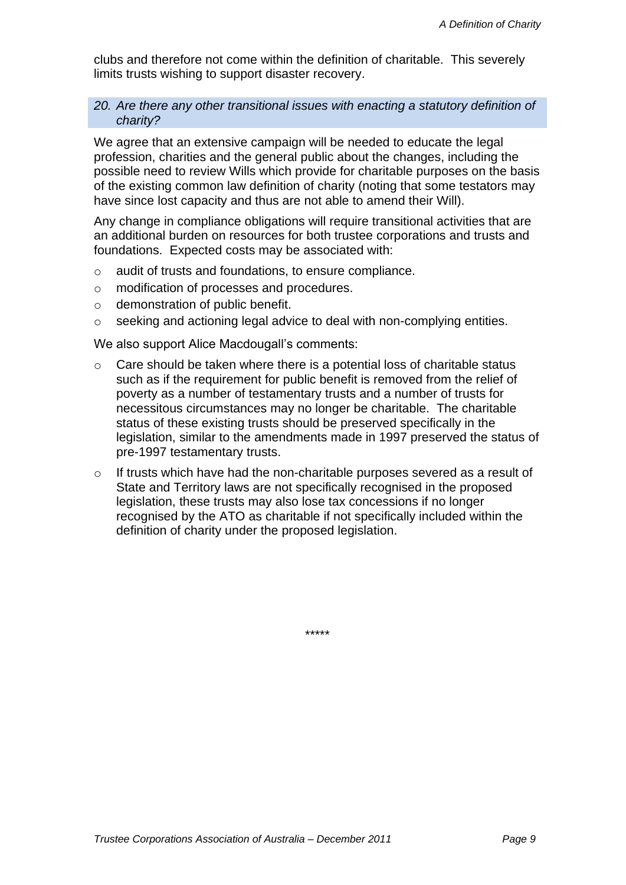clubs and therefore not come within the definition of charitable. This severely limits trusts wishing to support disaster recovery.

### *20. Are there any other transitional issues with enacting a statutory definition of charity?*

We agree that an extensive campaign will be needed to educate the legal profession, charities and the general public about the changes, including the possible need to review Wills which provide for charitable purposes on the basis of the existing common law definition of charity (noting that some testators may have since lost capacity and thus are not able to amend their Will).

Any change in compliance obligations will require transitional activities that are an additional burden on resources for both trustee corporations and trusts and foundations. Expected costs may be associated with:

- audit of trusts and foundations, to ensure compliance.
- modification of processes and procedures.
- demonstration of public benefit.
- seeking and actioning legal advice to deal with non-complying entities.

We also support Alice Macdougall's comments:

- Care should be taken where there is a potential loss of charitable status such as if the requirement for public benefit is removed from the relief of poverty as a number of testamentary trusts and a number of trusts for necessitous circumstances may no longer be charitable. The charitable status of these existing trusts should be preserved specifically in the legislation, similar to the amendments made in 1997 preserved the status of pre-1997 testamentary trusts.
- If trusts which have had the non-charitable purposes severed as a result of State and Territory laws are not specifically recognised in the proposed legislation, these trusts may also lose tax concessions if no longer recognised by the ATO as charitable if not specifically included within the definition of charity under the proposed legislation.

*****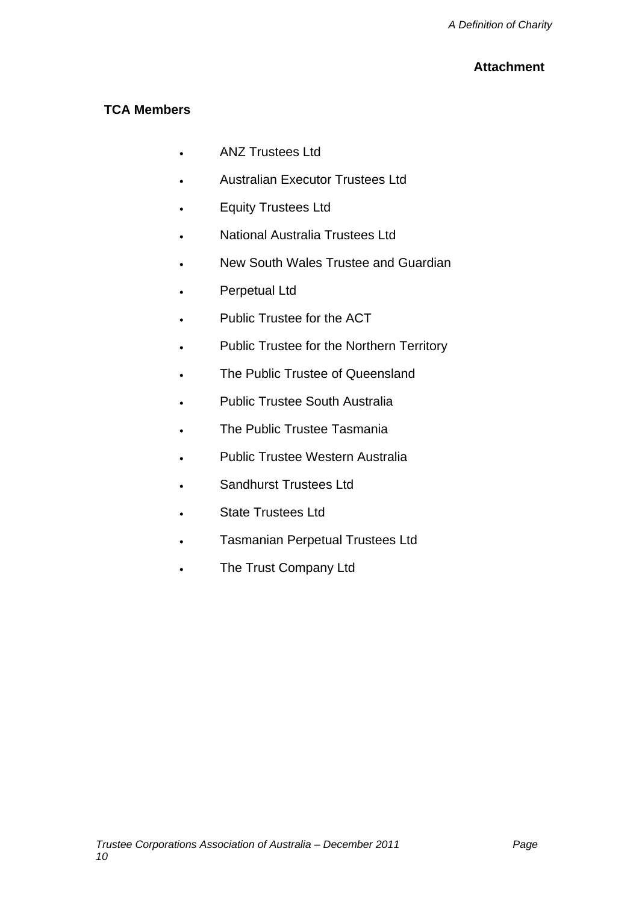**Attachment**

## TCA Members

- ANZ Trustees Ltd
- Australian Executor Trustees Ltd
- Equity Trustees Ltd
- National Australia Trustees Ltd
- New South Wales Trustee and Guardian
- Perpetual Ltd
- Public Trustee for the ACT
- Public Trustee for the Northern Territory
- The Public Trustee of Queensland
- Public Trustee South Australia
- The Public Trustee Tasmania
- Public Trustee Western Australia
- Sandhurst Trustees Ltd
- State Trustees Ltd
- Tasmanian Perpetual Trustees Ltd
- The Trust Company Ltd